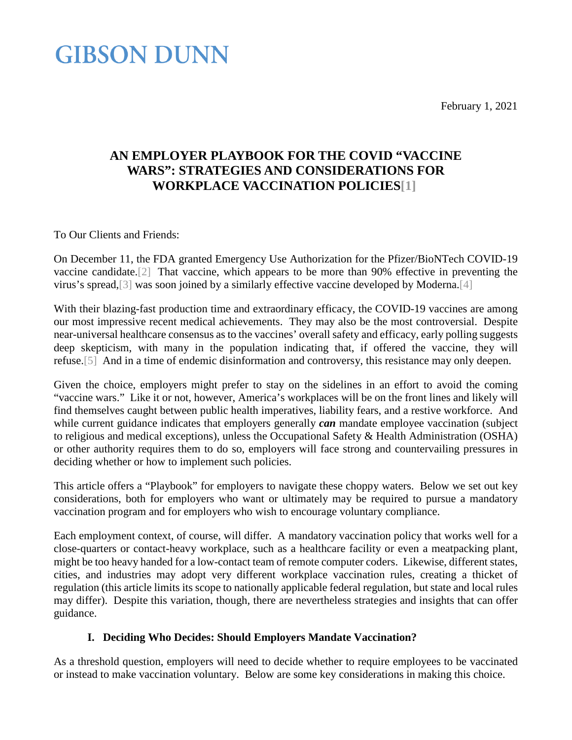GIBSON DUNN

February 1, 2021

# AN EMPLOYER PLAYBOOK FOR THE COVID "VACCINE WARS": STRATEGIES AND CONSIDERATIONS FOR WORKPLACE VACCINATION POLICIES[1]

To Our Clients and Friends:

On December 11, the FDA granted Emergency Use Authorization for the Pfizer/BioNTech COVID-19 vaccine candidate.[2] That vaccine, which appears to be more than 90% effective in preventing the virus's spread,[3] was soon joined by a similarly effective vaccine developed by Moderna.[4]

With their blazing-fast production time and extraordinary efficacy, the COVID-19 vaccines are among our most impressive recent medical achievements. They may also be the most controversial. Despite near-universal healthcare consensus as to the vaccines' overall safety and efficacy, early polling suggests deep skepticism, with many in the population indicating that, if offered the vaccine, they will refuse.[5] And in a time of endemic disinformation and controversy, this resistance may only deepen.

Given the choice, employers might prefer to stay on the sidelines in an effort to avoid the coming "vaccine wars." Like it or not, however, America's workplaces will be on the front lines and likely will find themselves caught between public health imperatives, liability fears, and a restive workforce. And while current guidance indicates that employers generally ***can*** mandate employee vaccination (subject to religious and medical exceptions), unless the Occupational Safety & Health Administration (OSHA) or other authority requires them to do so, employers will face strong and countervailing pressures in deciding whether or how to implement such policies.

This article offers a "Playbook" for employers to navigate these choppy waters. Below we set out key considerations, both for employers who want or ultimately may be required to pursue a mandatory vaccination program and for employers who wish to encourage voluntary compliance.

Each employment context, of course, will differ. A mandatory vaccination policy that works well for a close-quarters or contact-heavy workplace, such as a healthcare facility or even a meatpacking plant, might be too heavy handed for a low-contact team of remote computer coders. Likewise, different states, cities, and industries may adopt very different workplace vaccination rules, creating a thicket of regulation (this article limits its scope to nationally applicable federal regulation, but state and local rules may differ). Despite this variation, though, there are nevertheless strategies and insights that can offer guidance.

## I. Deciding Who Decides: Should Employers Mandate Vaccination?

As a threshold question, employers will need to decide whether to require employees to be vaccinated or instead to make vaccination voluntary. Below are some key considerations in making this choice.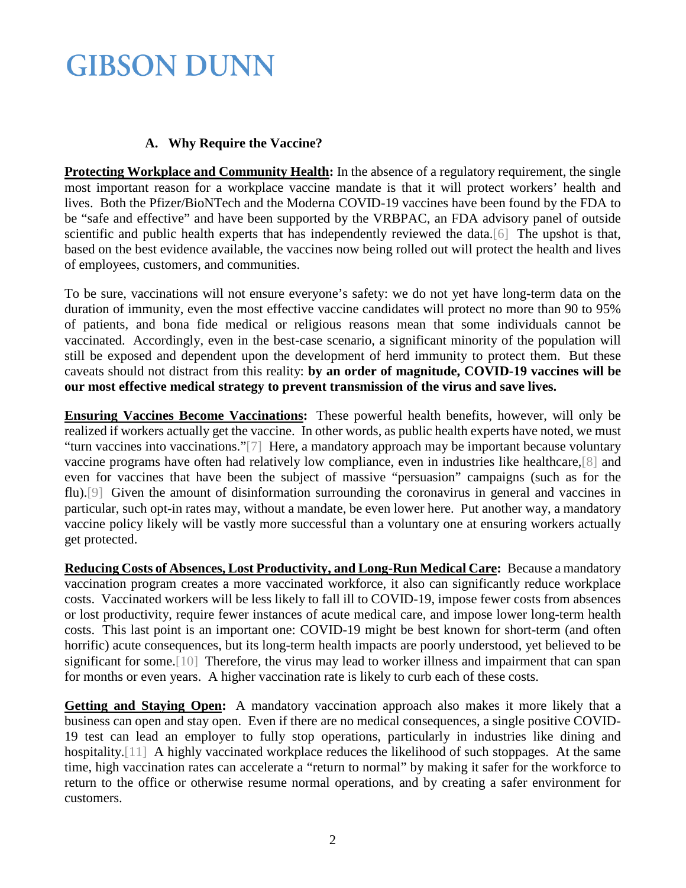### A. Why Require the Vaccine?

**Protecting Workplace and Community Health:** In the absence of a regulatory requirement, the single most important reason for a workplace vaccine mandate is that it will protect workers' health and lives. Both the Pfizer/BioNTech and the Moderna COVID-19 vaccines have been found by the FDA to be "safe and effective" and have been supported by the VRBPAC, an FDA advisory panel of outside scientific and public health experts that has independently reviewed the data.[6] The upshot is that, based on the best evidence available, the vaccines now being rolled out will protect the health and lives of employees, customers, and communities.

To be sure, vaccinations will not ensure everyone's safety: we do not yet have long-term data on the duration of immunity, even the most effective vaccine candidates will protect no more than 90 to 95% of patients, and bona fide medical or religious reasons mean that some individuals cannot be vaccinated. Accordingly, even in the best-case scenario, a significant minority of the population will still be exposed and dependent upon the development of herd immunity to protect them. But these caveats should not distract from this reality: **by an order of magnitude, COVID-19 vaccines will be our most effective medical strategy to prevent transmission of the virus and save lives.**

**Ensuring Vaccines Become Vaccinations:** These powerful health benefits, however, will only be realized if workers actually get the vaccine. In other words, as public health experts have noted, we must "turn vaccines into vaccinations."[7] Here, a mandatory approach may be important because voluntary vaccine programs have often had relatively low compliance, even in industries like healthcare,[8] and even for vaccines that have been the subject of massive "persuasion" campaigns (such as for the flu).[9] Given the amount of disinformation surrounding the coronavirus in general and vaccines in particular, such opt-in rates may, without a mandate, be even lower here. Put another way, a mandatory vaccine policy likely will be vastly more successful than a voluntary one at ensuring workers actually get protected.

**Reducing Costs of Absences, Lost Productivity, and Long-Run Medical Care:** Because a mandatory vaccination program creates a more vaccinated workforce, it also can significantly reduce workplace costs. Vaccinated workers will be less likely to fall ill to COVID-19, impose fewer costs from absences or lost productivity, require fewer instances of acute medical care, and impose lower long-term health costs. This last point is an important one: COVID-19 might be best known for short-term (and often horrific) acute consequences, but its long-term health impacts are poorly understood, yet believed to be significant for some.[10] Therefore, the virus may lead to worker illness and impairment that can span for months or even years. A higher vaccination rate is likely to curb each of these costs.

**Getting and Staying Open:** A mandatory vaccination approach also makes it more likely that a business can open and stay open. Even if there are no medical consequences, a single positive COVID-19 test can lead an employer to fully stop operations, particularly in industries like dining and hospitality.[11] A highly vaccinated workplace reduces the likelihood of such stoppages. At the same time, high vaccination rates can accelerate a "return to normal" by making it safer for the workforce to return to the office or otherwise resume normal operations, and by creating a safer environment for customers.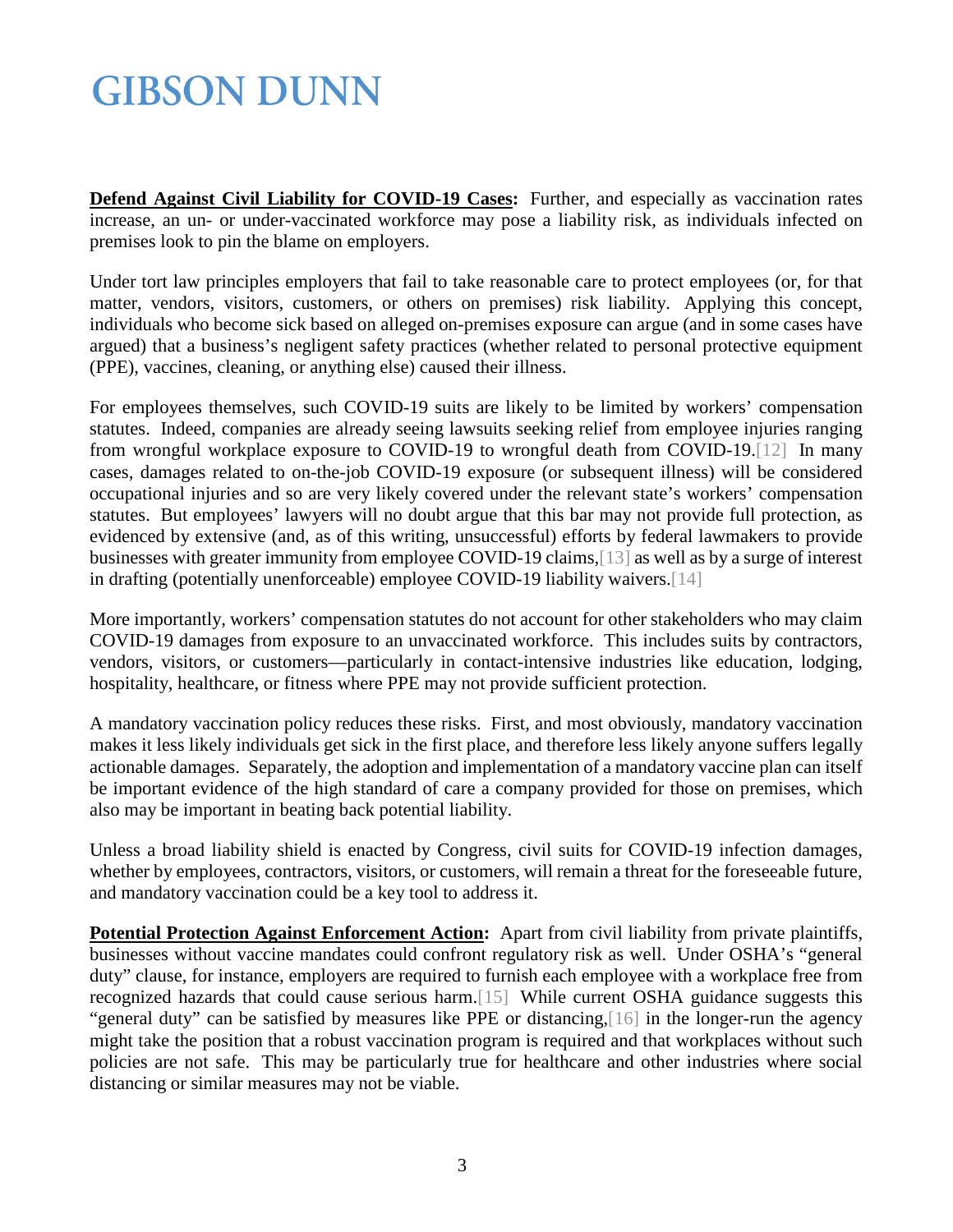**Defend Against Civil Liability for COVID-19 Cases:** Further, and especially as vaccination rates increase, an un- or under-vaccinated workforce may pose a liability risk, as individuals infected on premises look to pin the blame on employers.

Under tort law principles employers that fail to take reasonable care to protect employees (or, for that matter, vendors, visitors, customers, or others on premises) risk liability. Applying this concept, individuals who become sick based on alleged on-premises exposure can argue (and in some cases have argued) that a business's negligent safety practices (whether related to personal protective equipment (PPE), vaccines, cleaning, or anything else) caused their illness.

For employees themselves, such COVID-19 suits are likely to be limited by workers' compensation statutes. Indeed, companies are already seeing lawsuits seeking relief from employee injuries ranging from wrongful workplace exposure to COVID-19 to wrongful death from COVID-19.[12] In many cases, damages related to on-the-job COVID-19 exposure (or subsequent illness) will be considered occupational injuries and so are very likely covered under the relevant state's workers' compensation statutes. But employees' lawyers will no doubt argue that this bar may not provide full protection, as evidenced by extensive (and, as of this writing, unsuccessful) efforts by federal lawmakers to provide businesses with greater immunity from employee COVID-19 claims,[13] as well as by a surge of interest in drafting (potentially unenforceable) employee COVID-19 liability waivers.[14]

More importantly, workers' compensation statutes do not account for other stakeholders who may claim COVID-19 damages from exposure to an unvaccinated workforce. This includes suits by contractors, vendors, visitors, or customers—particularly in contact-intensive industries like education, lodging, hospitality, healthcare, or fitness where PPE may not provide sufficient protection.

A mandatory vaccination policy reduces these risks. First, and most obviously, mandatory vaccination makes it less likely individuals get sick in the first place, and therefore less likely anyone suffers legally actionable damages. Separately, the adoption and implementation of a mandatory vaccine plan can itself be important evidence of the high standard of care a company provided for those on premises, which also may be important in beating back potential liability.

Unless a broad liability shield is enacted by Congress, civil suits for COVID-19 infection damages, whether by employees, contractors, visitors, or customers, will remain a threat for the foreseeable future, and mandatory vaccination could be a key tool to address it.

**Potential Protection Against Enforcement Action:** Apart from civil liability from private plaintiffs, businesses without vaccine mandates could confront regulatory risk as well. Under OSHA's "general duty" clause, for instance, employers are required to furnish each employee with a workplace free from recognized hazards that could cause serious harm.[15] While current OSHA guidance suggests this "general duty" can be satisfied by measures like PPE or distancing,[16] in the longer-run the agency might take the position that a robust vaccination program is required and that workplaces without such policies are not safe. This may be particularly true for healthcare and other industries where social distancing or similar measures may not be viable.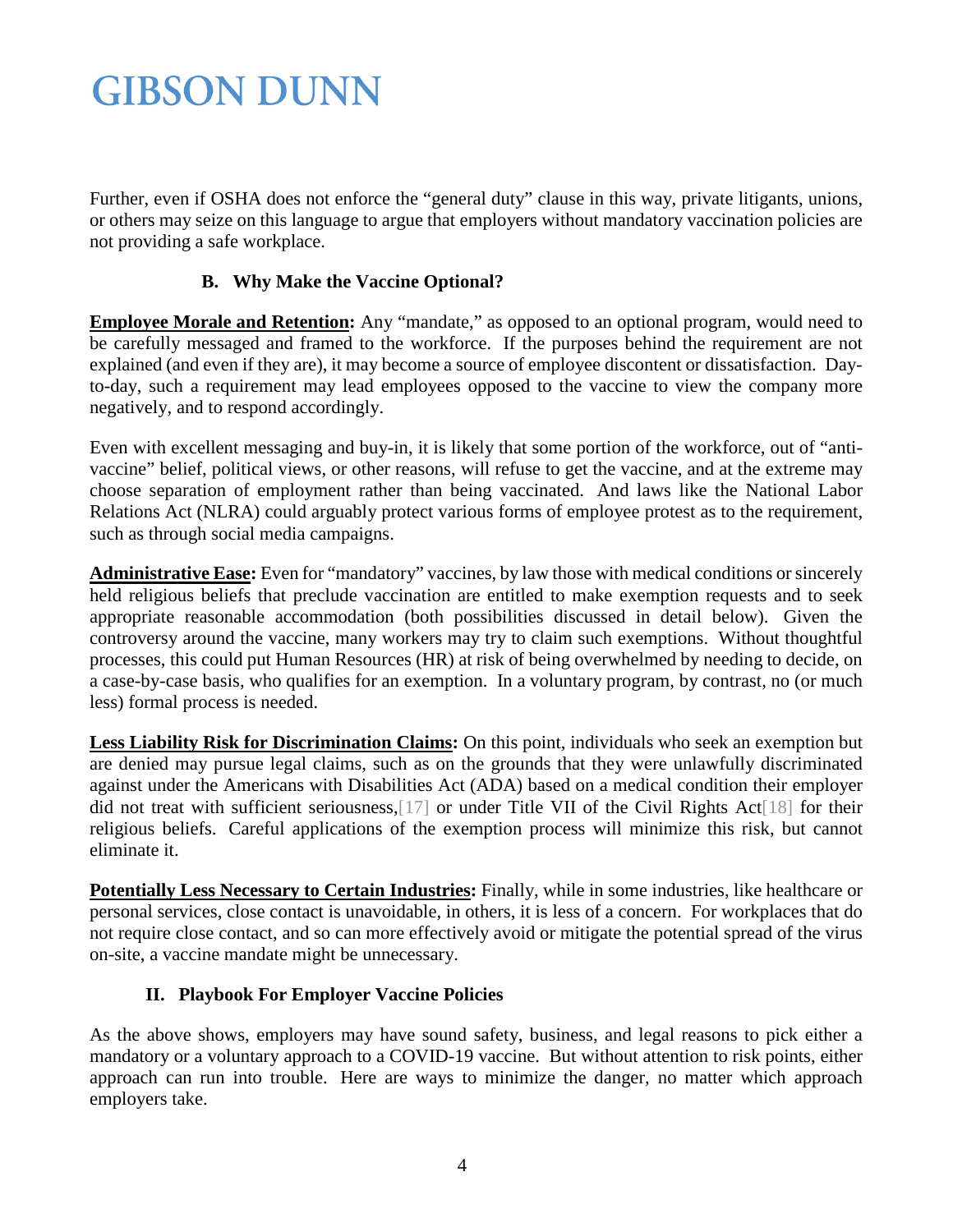Further, even if OSHA does not enforce the "general duty" clause in this way, private litigants, unions, or others may seize on this language to argue that employers without mandatory vaccination policies are not providing a safe workplace.

### B. Why Make the Vaccine Optional?

**Employee Morale and Retention:** Any "mandate," as opposed to an optional program, would need to be carefully messaged and framed to the workforce. If the purposes behind the requirement are not explained (and even if they are), it may become a source of employee discontent or dissatisfaction. Day-to-day, such a requirement may lead employees opposed to the vaccine to view the company more negatively, and to respond accordingly.

Even with excellent messaging and buy-in, it is likely that some portion of the workforce, out of "anti-vaccine" belief, political views, or other reasons, will refuse to get the vaccine, and at the extreme may choose separation of employment rather than being vaccinated. And laws like the National Labor Relations Act (NLRA) could arguably protect various forms of employee protest as to the requirement, such as through social media campaigns.

**Administrative Ease:** Even for "mandatory" vaccines, by law those with medical conditions or sincerely held religious beliefs that preclude vaccination are entitled to make exemption requests and to seek appropriate reasonable accommodation (both possibilities discussed in detail below). Given the controversy around the vaccine, many workers may try to claim such exemptions. Without thoughtful processes, this could put Human Resources (HR) at risk of being overwhelmed by needing to decide, on a case-by-case basis, who qualifies for an exemption. In a voluntary program, by contrast, no (or much less) formal process is needed.

**Less Liability Risk for Discrimination Claims:** On this point, individuals who seek an exemption but are denied may pursue legal claims, such as on the grounds that they were unlawfully discriminated against under the Americans with Disabilities Act (ADA) based on a medical condition their employer did not treat with sufficient seriousness,[17] or under Title VII of the Civil Rights Act[18] for their religious beliefs. Careful applications of the exemption process will minimize this risk, but cannot eliminate it.

**Potentially Less Necessary to Certain Industries:** Finally, while in some industries, like healthcare or personal services, close contact is unavoidable, in others, it is less of a concern. For workplaces that do not require close contact, and so can more effectively avoid or mitigate the potential spread of the virus on-site, a vaccine mandate might be unnecessary.

## II. Playbook For Employer Vaccine Policies

As the above shows, employers may have sound safety, business, and legal reasons to pick either a mandatory or a voluntary approach to a COVID-19 vaccine. But without attention to risk points, either approach can run into trouble. Here are ways to minimize the danger, no matter which approach employers take.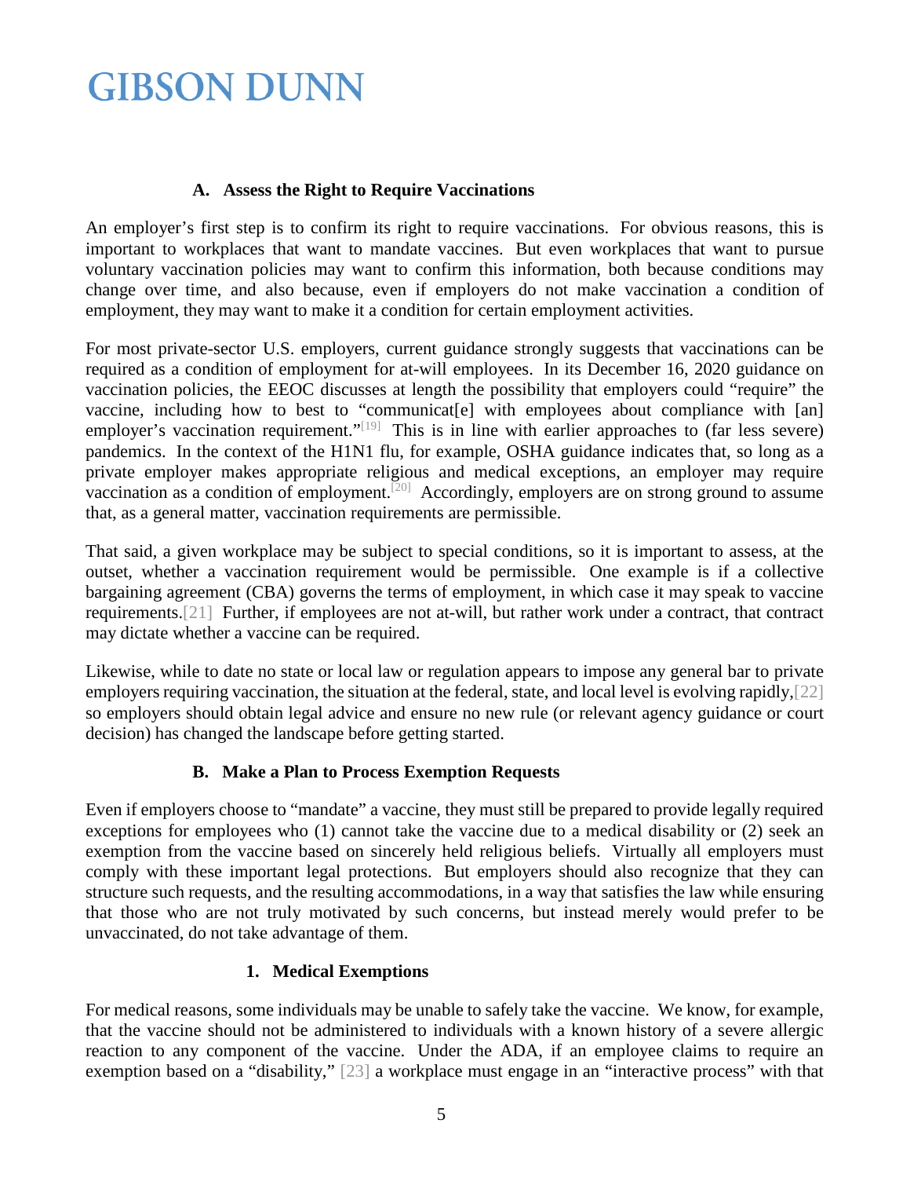### A. Assess the Right to Require Vaccinations

An employer's first step is to confirm its right to require vaccinations. For obvious reasons, this is important to workplaces that want to mandate vaccines. But even workplaces that want to pursue voluntary vaccination policies may want to confirm this information, both because conditions may change over time, and also because, even if employers do not make vaccination a condition of employment, they may want to make it a condition for certain employment activities.

For most private-sector U.S. employers, current guidance strongly suggests that vaccinations can be required as a condition of employment for at-will employees. In its December 16, 2020 guidance on vaccination policies, the EEOC discusses at length the possibility that employers could "require" the vaccine, including how to best to "communicat[e] with employees about compliance with [an] employer's vaccination requirement."[19] This is in line with earlier approaches to (far less severe) pandemics. In the context of the H1N1 flu, for example, OSHA guidance indicates that, so long as a private employer makes appropriate religious and medical exceptions, an employer may require vaccination as a condition of employment.[20] Accordingly, employers are on strong ground to assume that, as a general matter, vaccination requirements are permissible.

That said, a given workplace may be subject to special conditions, so it is important to assess, at the outset, whether a vaccination requirement would be permissible. One example is if a collective bargaining agreement (CBA) governs the terms of employment, in which case it may speak to vaccine requirements.[21] Further, if employees are not at-will, but rather work under a contract, that contract may dictate whether a vaccine can be required.

Likewise, while to date no state or local law or regulation appears to impose any general bar to private employers requiring vaccination, the situation at the federal, state, and local level is evolving rapidly,[22] so employers should obtain legal advice and ensure no new rule (or relevant agency guidance or court decision) has changed the landscape before getting started.

### B. Make a Plan to Process Exemption Requests

Even if employers choose to "mandate" a vaccine, they must still be prepared to provide legally required exceptions for employees who (1) cannot take the vaccine due to a medical disability or (2) seek an exemption from the vaccine based on sincerely held religious beliefs. Virtually all employers must comply with these important legal protections. But employers should also recognize that they can structure such requests, and the resulting accommodations, in a way that satisfies the law while ensuring that those who are not truly motivated by such concerns, but instead merely would prefer to be unvaccinated, do not take advantage of them.

#### 1. Medical Exemptions

For medical reasons, some individuals may be unable to safely take the vaccine. We know, for example, that the vaccine should not be administered to individuals with a known history of a severe allergic reaction to any component of the vaccine. Under the ADA, if an employee claims to require an exemption based on a "disability," [23] a workplace must engage in an "interactive process" with that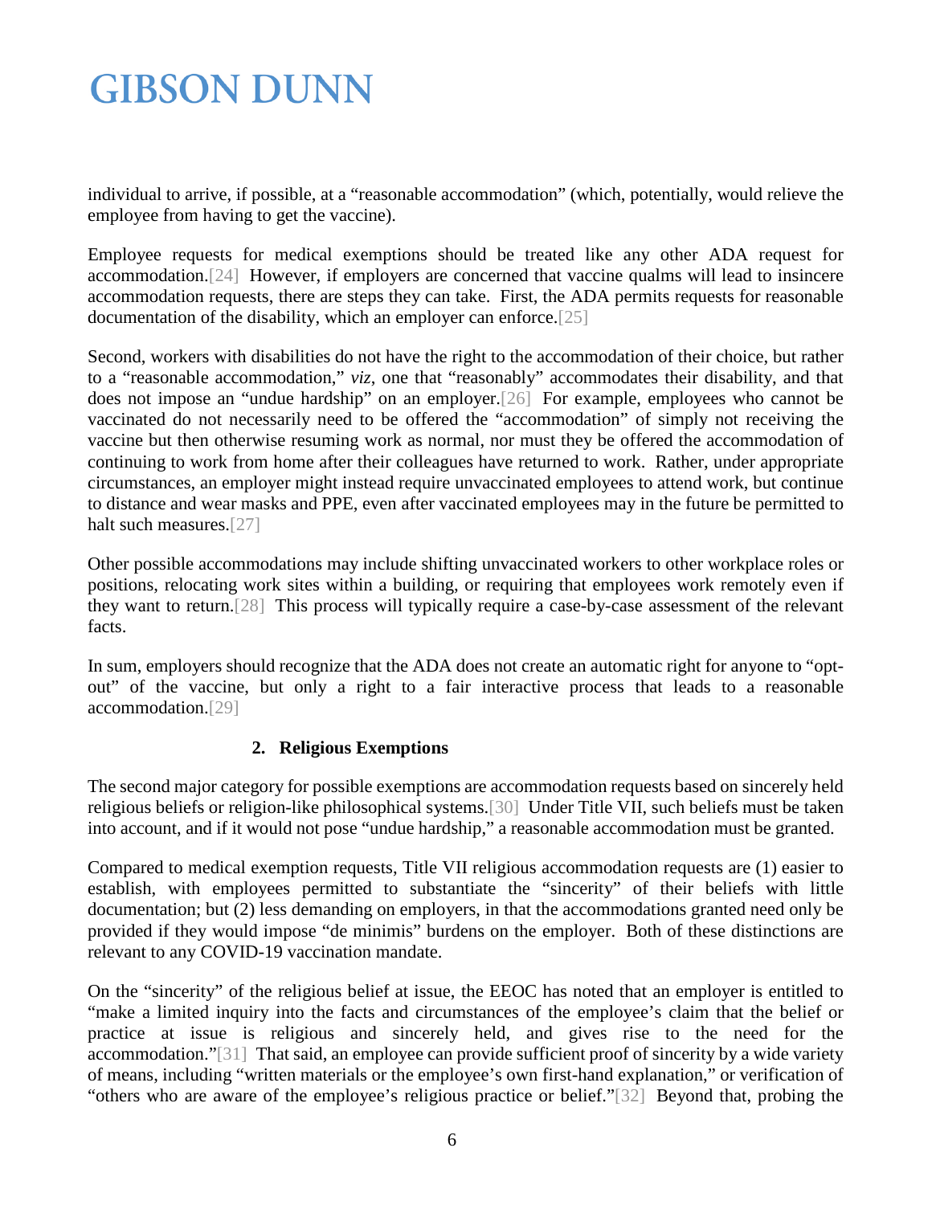individual to arrive, if possible, at a "reasonable accommodation" (which, potentially, would relieve the employee from having to get the vaccine).

Employee requests for medical exemptions should be treated like any other ADA request for accommodation.[24] However, if employers are concerned that vaccine qualms will lead to insincere accommodation requests, there are steps they can take. First, the ADA permits requests for reasonable documentation of the disability, which an employer can enforce.[25]

Second, workers with disabilities do not have the right to the accommodation of their choice, but rather to a "reasonable accommodation," *viz*, one that "reasonably" accommodates their disability, and that does not impose an "undue hardship" on an employer.[26] For example, employees who cannot be vaccinated do not necessarily need to be offered the "accommodation" of simply not receiving the vaccine but then otherwise resuming work as normal, nor must they be offered the accommodation of continuing to work from home after their colleagues have returned to work. Rather, under appropriate circumstances, an employer might instead require unvaccinated employees to attend work, but continue to distance and wear masks and PPE, even after vaccinated employees may in the future be permitted to halt such measures.[27]

Other possible accommodations may include shifting unvaccinated workers to other workplace roles or positions, relocating work sites within a building, or requiring that employees work remotely even if they want to return.[28] This process will typically require a case-by-case assessment of the relevant facts.

In sum, employers should recognize that the ADA does not create an automatic right for anyone to "opt-out" of the vaccine, but only a right to a fair interactive process that leads to a reasonable accommodation.[29]

### 2. Religious Exemptions

The second major category for possible exemptions are accommodation requests based on sincerely held religious beliefs or religion-like philosophical systems.[30] Under Title VII, such beliefs must be taken into account, and if it would not pose "undue hardship," a reasonable accommodation must be granted.

Compared to medical exemption requests, Title VII religious accommodation requests are (1) easier to establish, with employees permitted to substantiate the "sincerity" of their beliefs with little documentation; but (2) less demanding on employers, in that the accommodations granted need only be provided if they would impose "de minimis" burdens on the employer. Both of these distinctions are relevant to any COVID-19 vaccination mandate.

On the "sincerity" of the religious belief at issue, the EEOC has noted that an employer is entitled to "make a limited inquiry into the facts and circumstances of the employee's claim that the belief or practice at issue is religious and sincerely held, and gives rise to the need for the accommodation."[31] That said, an employee can provide sufficient proof of sincerity by a wide variety of means, including "written materials or the employee's own first-hand explanation," or verification of "others who are aware of the employee's religious practice or belief."[32] Beyond that, probing the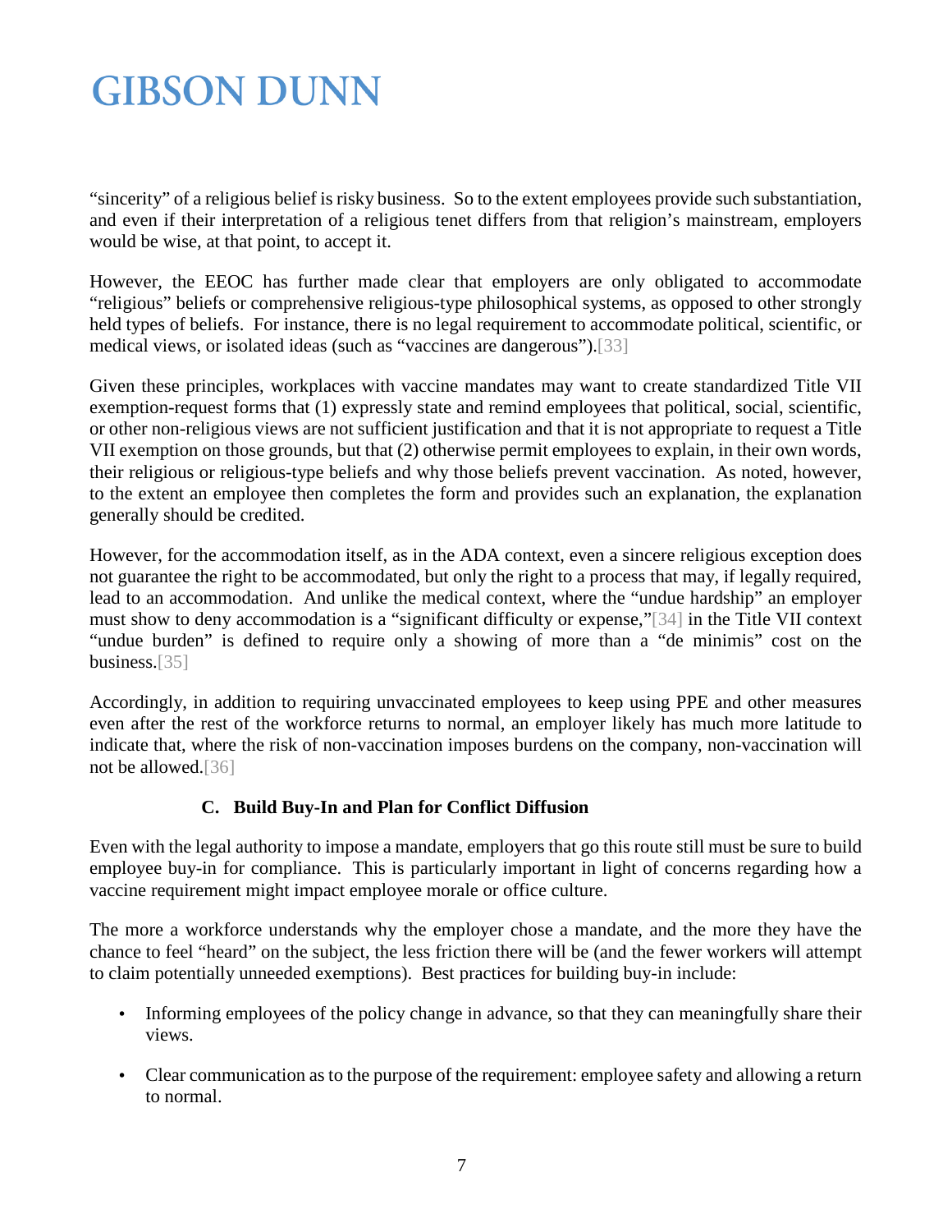"sincerity" of a religious belief is risky business. So to the extent employees provide such substantiation, and even if their interpretation of a religious tenet differs from that religion's mainstream, employers would be wise, at that point, to accept it.

However, the EEOC has further made clear that employers are only obligated to accommodate "religious" beliefs or comprehensive religious-type philosophical systems, as opposed to other strongly held types of beliefs. For instance, there is no legal requirement to accommodate political, scientific, or medical views, or isolated ideas (such as "vaccines are dangerous").[33]

Given these principles, workplaces with vaccine mandates may want to create standardized Title VII exemption-request forms that (1) expressly state and remind employees that political, social, scientific, or other non-religious views are not sufficient justification and that it is not appropriate to request a Title VII exemption on those grounds, but that (2) otherwise permit employees to explain, in their own words, their religious or religious-type beliefs and why those beliefs prevent vaccination. As noted, however, to the extent an employee then completes the form and provides such an explanation, the explanation generally should be credited.

However, for the accommodation itself, as in the ADA context, even a sincere religious exception does not guarantee the right to be accommodated, but only the right to a process that may, if legally required, lead to an accommodation. And unlike the medical context, where the "undue hardship" an employer must show to deny accommodation is a "significant difficulty or expense,"[34] in the Title VII context "undue burden" is defined to require only a showing of more than a "de minimis" cost on the business.[35]

Accordingly, in addition to requiring unvaccinated employees to keep using PPE and other measures even after the rest of the workforce returns to normal, an employer likely has much more latitude to indicate that, where the risk of non-vaccination imposes burdens on the company, non-vaccination will not be allowed.[36]

### C. Build Buy-In and Plan for Conflict Diffusion

Even with the legal authority to impose a mandate, employers that go this route still must be sure to build employee buy-in for compliance. This is particularly important in light of concerns regarding how a vaccine requirement might impact employee morale or office culture.

The more a workforce understands why the employer chose a mandate, and the more they have the chance to feel "heard" on the subject, the less friction there will be (and the fewer workers will attempt to claim potentially unneeded exemptions). Best practices for building buy-in include:

- Informing employees of the policy change in advance, so that they can meaningfully share their views.
- Clear communication as to the purpose of the requirement: employee safety and allowing a return to normal.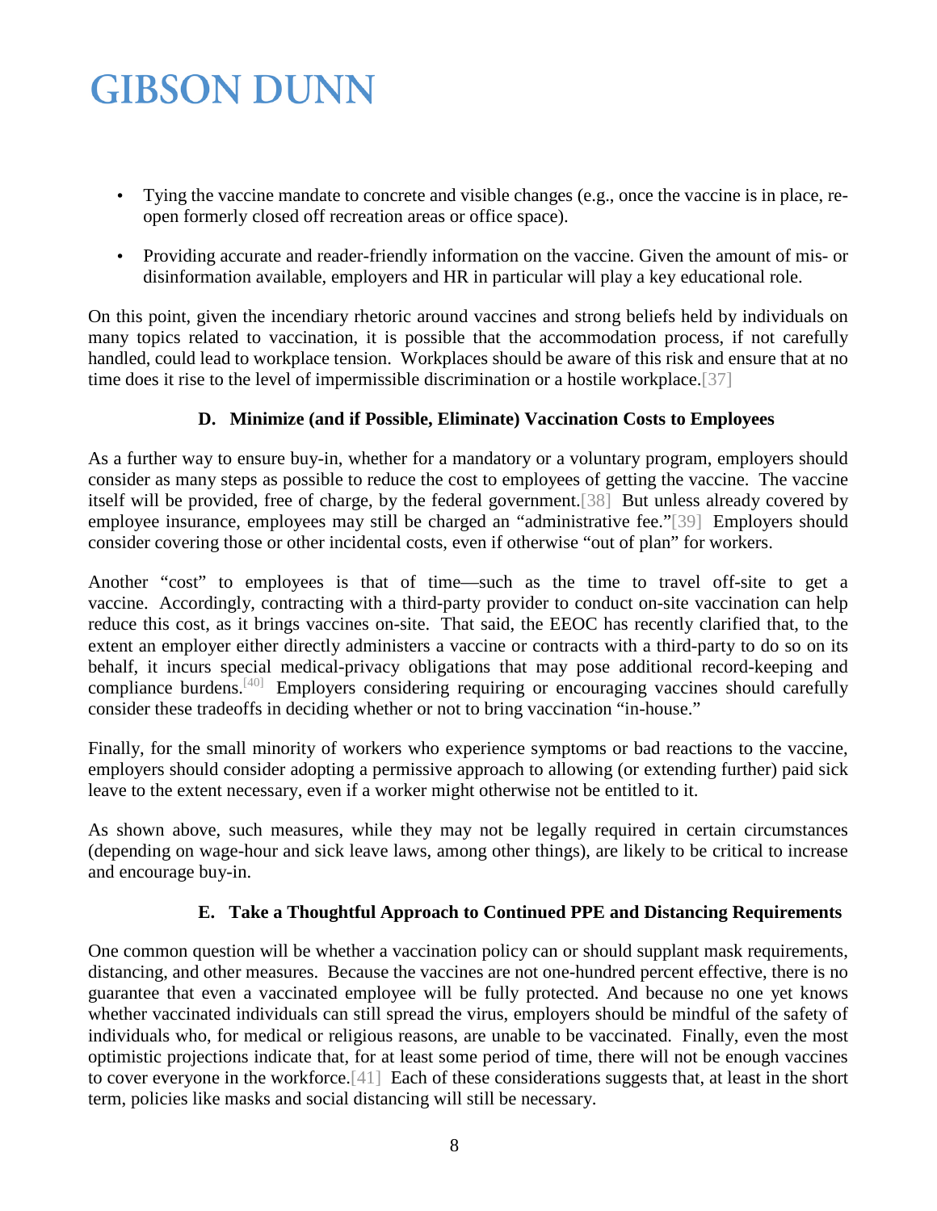- Tying the vaccine mandate to concrete and visible changes (e.g., once the vaccine is in place, re-open formerly closed off recreation areas or office space).
- Providing accurate and reader-friendly information on the vaccine. Given the amount of mis- or disinformation available, employers and HR in particular will play a key educational role.

On this point, given the incendiary rhetoric around vaccines and strong beliefs held by individuals on many topics related to vaccination, it is possible that the accommodation process, if not carefully handled, could lead to workplace tension. Workplaces should be aware of this risk and ensure that at no time does it rise to the level of impermissible discrimination or a hostile workplace.[37]

### D. Minimize (and if Possible, Eliminate) Vaccination Costs to Employees

As a further way to ensure buy-in, whether for a mandatory or a voluntary program, employers should consider as many steps as possible to reduce the cost to employees of getting the vaccine. The vaccine itself will be provided, free of charge, by the federal government.[38] But unless already covered by employee insurance, employees may still be charged an "administrative fee."[39] Employers should consider covering those or other incidental costs, even if otherwise "out of plan" for workers.

Another "cost" to employees is that of time—such as the time to travel off-site to get a vaccine. Accordingly, contracting with a third-party provider to conduct on-site vaccination can help reduce this cost, as it brings vaccines on-site. That said, the EEOC has recently clarified that, to the extent an employer either directly administers a vaccine or contracts with a third-party to do so on its behalf, it incurs special medical-privacy obligations that may pose additional record-keeping and compliance burdens.[40] Employers considering requiring or encouraging vaccines should carefully consider these tradeoffs in deciding whether or not to bring vaccination "in-house."

Finally, for the small minority of workers who experience symptoms or bad reactions to the vaccine, employers should consider adopting a permissive approach to allowing (or extending further) paid sick leave to the extent necessary, even if a worker might otherwise not be entitled to it.

As shown above, such measures, while they may not be legally required in certain circumstances (depending on wage-hour and sick leave laws, among other things), are likely to be critical to increase and encourage buy-in.

### E. Take a Thoughtful Approach to Continued PPE and Distancing Requirements

One common question will be whether a vaccination policy can or should supplant mask requirements, distancing, and other measures. Because the vaccines are not one-hundred percent effective, there is no guarantee that even a vaccinated employee will be fully protected. And because no one yet knows whether vaccinated individuals can still spread the virus, employers should be mindful of the safety of individuals who, for medical or religious reasons, are unable to be vaccinated. Finally, even the most optimistic projections indicate that, for at least some period of time, there will not be enough vaccines to cover everyone in the workforce.[41] Each of these considerations suggests that, at least in the short term, policies like masks and social distancing will still be necessary.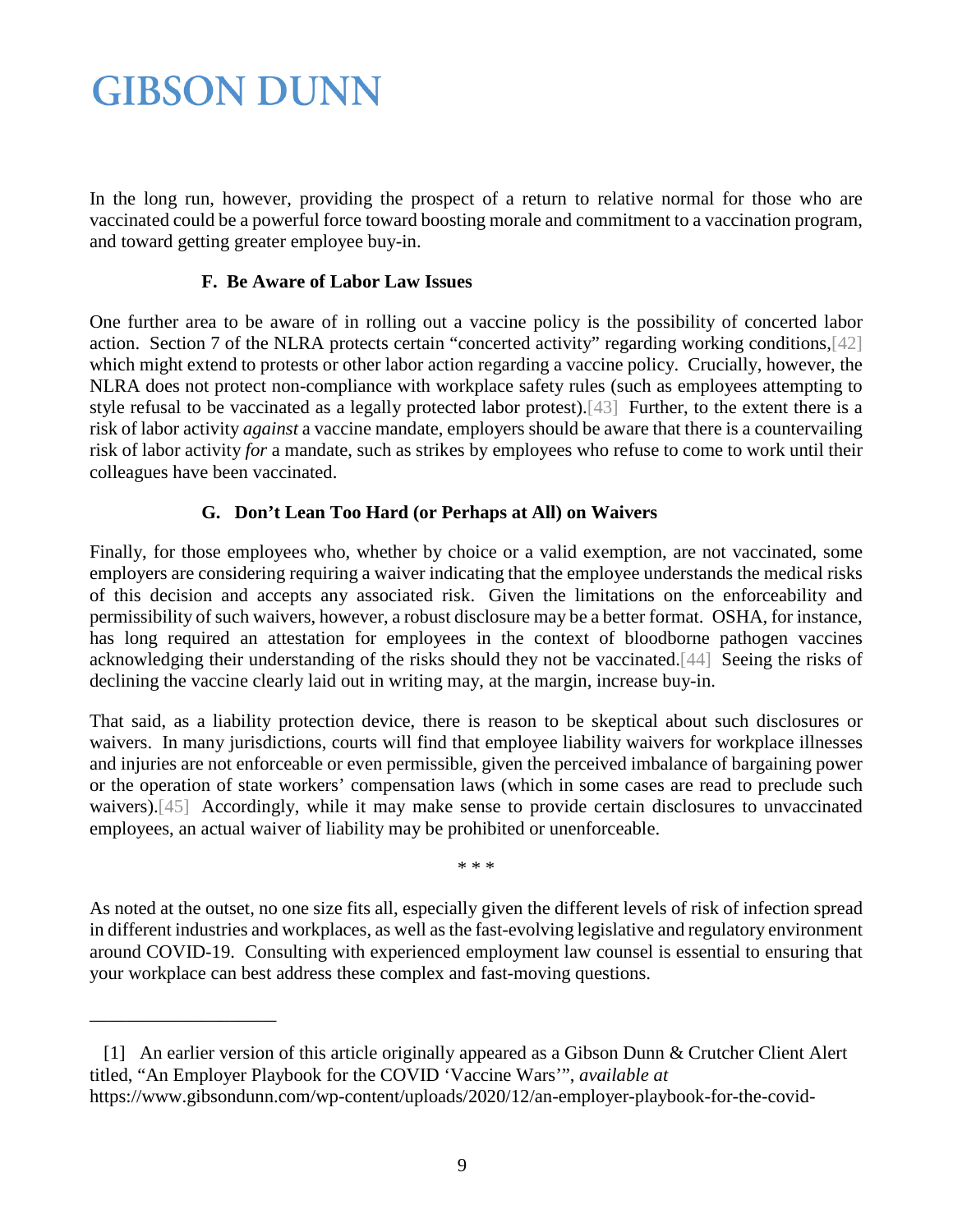In the long run, however, providing the prospect of a return to relative normal for those who are vaccinated could be a powerful force toward boosting morale and commitment to a vaccination program, and toward getting greater employee buy-in.

### F. Be Aware of Labor Law Issues

One further area to be aware of in rolling out a vaccine policy is the possibility of concerted labor action. Section 7 of the NLRA protects certain "concerted activity" regarding working conditions,[42] which might extend to protests or other labor action regarding a vaccine policy. Crucially, however, the NLRA does not protect non-compliance with workplace safety rules (such as employees attempting to style refusal to be vaccinated as a legally protected labor protest).[43] Further, to the extent there is a risk of labor activity *against* a vaccine mandate, employers should be aware that there is a countervailing risk of labor activity *for* a mandate, such as strikes by employees who refuse to come to work until their colleagues have been vaccinated.

### G. Don't Lean Too Hard (or Perhaps at All) on Waivers

Finally, for those employees who, whether by choice or a valid exemption, are not vaccinated, some employers are considering requiring a waiver indicating that the employee understands the medical risks of this decision and accepts any associated risk. Given the limitations on the enforceability and permissibility of such waivers, however, a robust disclosure may be a better format. OSHA, for instance, has long required an attestation for employees in the context of bloodborne pathogen vaccines acknowledging their understanding of the risks should they not be vaccinated.[44] Seeing the risks of declining the vaccine clearly laid out in writing may, at the margin, increase buy-in.

That said, as a liability protection device, there is reason to be skeptical about such disclosures or waivers. In many jurisdictions, courts will find that employee liability waivers for workplace illnesses and injuries are not enforceable or even permissible, given the perceived imbalance of bargaining power or the operation of state workers' compensation laws (which in some cases are read to preclude such waivers).[45] Accordingly, while it may make sense to provide certain disclosures to unvaccinated employees, an actual waiver of liability may be prohibited or unenforceable.

\* \* \*

As noted at the outset, no one size fits all, especially given the different levels of risk of infection spread in different industries and workplaces, as well as the fast-evolving legislative and regulatory environment around COVID-19. Consulting with experienced employment law counsel is essential to ensuring that your workplace can best address these complex and fast-moving questions.

---

[1] An earlier version of this article originally appeared as a Gibson Dunn & Crutcher Client Alert titled, "An Employer Playbook for the COVID 'Vaccine Wars'", *available at* https://www.gibsondunn.com/wp-content/uploads/2020/12/an-employer-playbook-for-the-covid-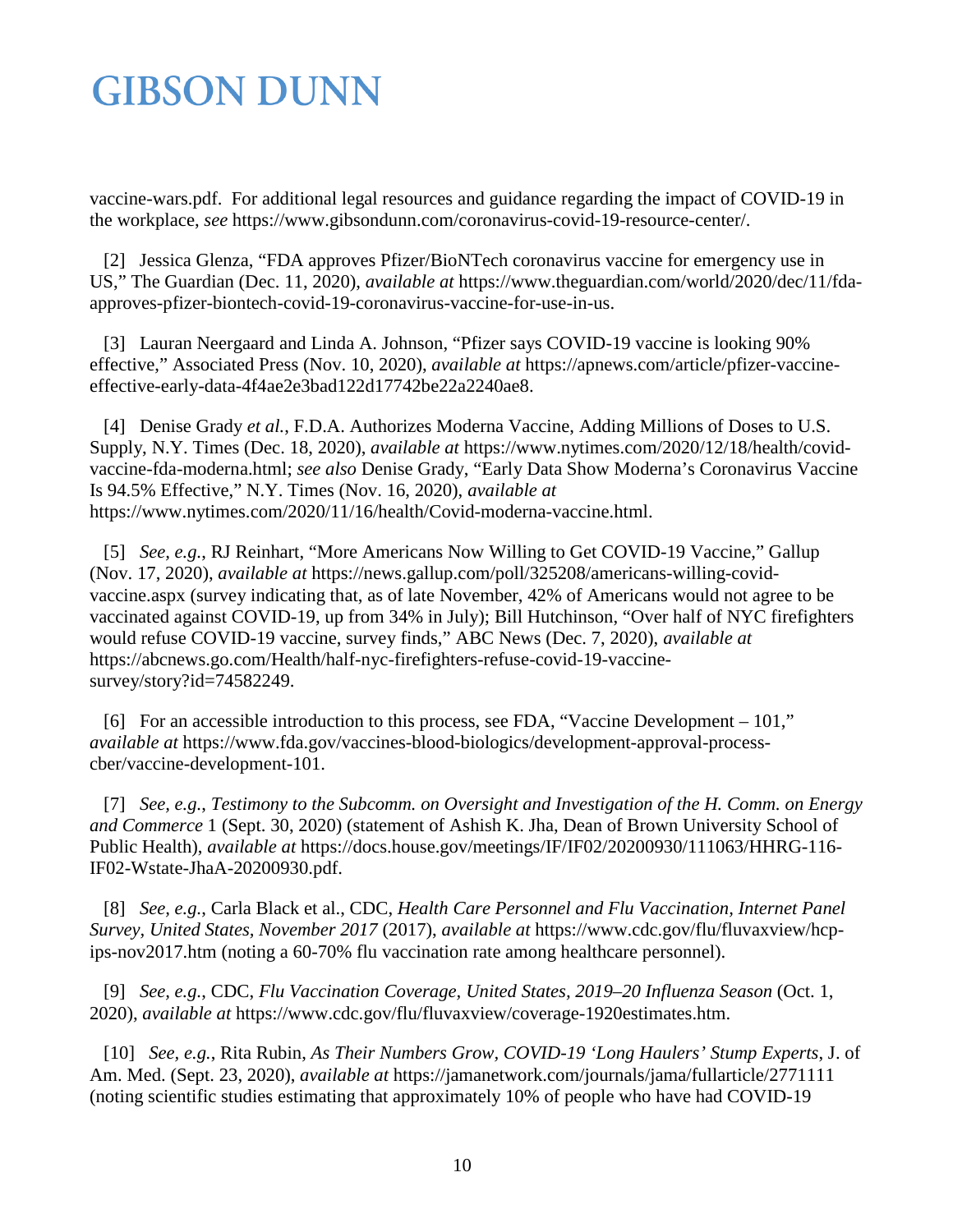vaccine-wars.pdf. For additional legal resources and guidance regarding the impact of COVID-19 in the workplace, *see* https://www.gibsondunn.com/coronavirus-covid-19-resource-center/.

[2] Jessica Glenza, "FDA approves Pfizer/BioNTech coronavirus vaccine for emergency use in US," The Guardian (Dec. 11, 2020), *available at* https://www.theguardian.com/world/2020/dec/11/fda-approves-pfizer-biontech-covid-19-coronavirus-vaccine-for-use-in-us.

[3] Lauran Neergaard and Linda A. Johnson, "Pfizer says COVID-19 vaccine is looking 90% effective," Associated Press (Nov. 10, 2020), *available at* https://apnews.com/article/pfizer-vaccine-effective-early-data-4f4ae2e3bad122d17742be22a2240ae8.

[4] Denise Grady *et al.*, F.D.A. Authorizes Moderna Vaccine, Adding Millions of Doses to U.S. Supply, N.Y. Times (Dec. 18, 2020), *available at* https://www.nytimes.com/2020/12/18/health/covid-vaccine-fda-moderna.html; *see also* Denise Grady, "Early Data Show Moderna's Coronavirus Vaccine Is 94.5% Effective," N.Y. Times (Nov. 16, 2020), *available at* https://www.nytimes.com/2020/11/16/health/Covid-moderna-vaccine.html.

[5] *See, e.g.*, RJ Reinhart, "More Americans Now Willing to Get COVID-19 Vaccine," Gallup (Nov. 17, 2020), *available at* https://news.gallup.com/poll/325208/americans-willing-covid-vaccine.aspx (survey indicating that, as of late November, 42% of Americans would not agree to be vaccinated against COVID-19, up from 34% in July); Bill Hutchinson, "Over half of NYC firefighters would refuse COVID-19 vaccine, survey finds," ABC News (Dec. 7, 2020), *available at* https://abcnews.go.com/Health/half-nyc-firefighters-refuse-covid-19-vaccine-survey/story?id=74582249.

[6] For an accessible introduction to this process, see FDA, "Vaccine Development – 101," *available at* https://www.fda.gov/vaccines-blood-biologics/development-approval-process-cber/vaccine-development-101.

[7] *See, e.g.*, *Testimony to the Subcomm. on Oversight and Investigation of the H. Comm. on Energy and Commerce* 1 (Sept. 30, 2020) (statement of Ashish K. Jha, Dean of Brown University School of Public Health), *available at* https://docs.house.gov/meetings/IF/IF02/20200930/111063/HHRG-116-IF02-Wstate-JhaA-20200930.pdf.

[8] *See, e.g.*, Carla Black et al., CDC, *Health Care Personnel and Flu Vaccination, Internet Panel Survey, United States, November 2017* (2017), *available at* https://www.cdc.gov/flu/fluvaxview/hcp-ips-nov2017.htm (noting a 60-70% flu vaccination rate among healthcare personnel).

[9] *See, e.g.*, CDC, *Flu Vaccination Coverage, United States, 2019–20 Influenza Season* (Oct. 1, 2020), *available at* https://www.cdc.gov/flu/fluvaxview/coverage-1920estimates.htm.

[10] *See, e.g.*, Rita Rubin, *As Their Numbers Grow, COVID-19 'Long Haulers' Stump Experts*, J. of Am. Med. (Sept. 23, 2020), *available at* https://jamanetwork.com/journals/jama/fullarticle/2771111 (noting scientific studies estimating that approximately 10% of people who have had COVID-19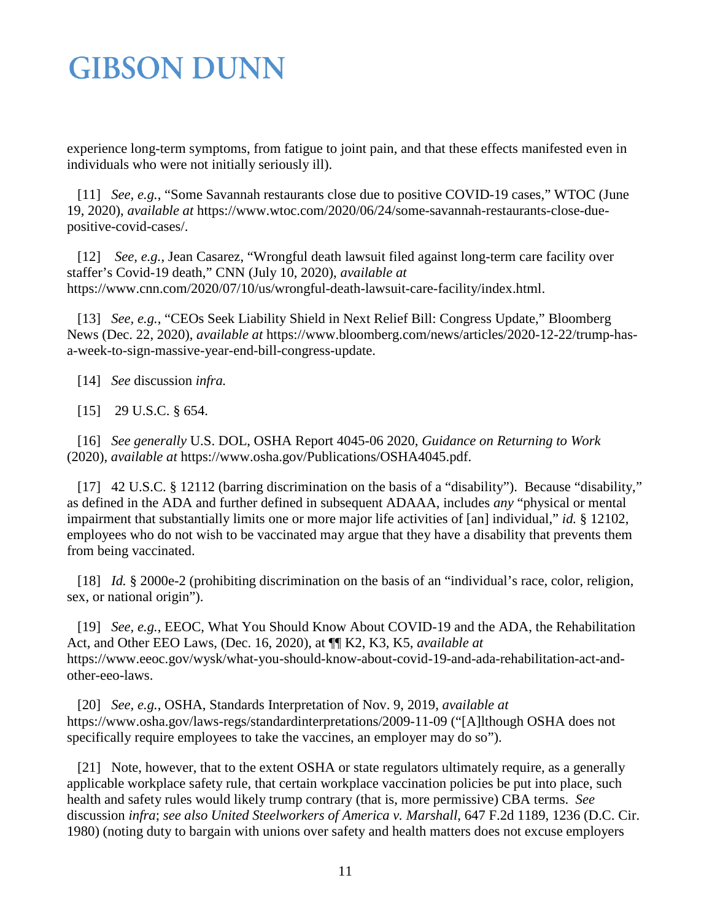experience long-term symptoms, from fatigue to joint pain, and that these effects manifested even in individuals who were not initially seriously ill).

[11] *See, e.g.*, "Some Savannah restaurants close due to positive COVID-19 cases," WTOC (June 19, 2020), *available at* https://www.wtoc.com/2020/06/24/some-savannah-restaurants-close-due-positive-covid-cases/.

[12] *See, e.g.*, Jean Casarez, "Wrongful death lawsuit filed against long-term care facility over staffer's Covid-19 death," CNN (July 10, 2020), *available at* https://www.cnn.com/2020/07/10/us/wrongful-death-lawsuit-care-facility/index.html.

[13] *See, e.g.*, "CEOs Seek Liability Shield in Next Relief Bill: Congress Update," Bloomberg News (Dec. 22, 2020), *available at* https://www.bloomberg.com/news/articles/2020-12-22/trump-has-a-week-to-sign-massive-year-end-bill-congress-update.

[14] *See* discussion *infra.*

[15] 29 U.S.C. § 654.

[16] *See generally* U.S. DOL, OSHA Report 4045-06 2020, *Guidance on Returning to Work* (2020), *available at* https://www.osha.gov/Publications/OSHA4045.pdf.

[17] 42 U.S.C. § 12112 (barring discrimination on the basis of a "disability"). Because "disability," as defined in the ADA and further defined in subsequent ADAAA, includes *any* "physical or mental impairment that substantially limits one or more major life activities of [an] individual," *id.* § 12102, employees who do not wish to be vaccinated may argue that they have a disability that prevents them from being vaccinated.

[18] *Id.* § 2000e-2 (prohibiting discrimination on the basis of an "individual's race, color, religion, sex, or national origin").

[19] *See, e.g.*, EEOC, What You Should Know About COVID-19 and the ADA, the Rehabilitation Act, and Other EEO Laws, (Dec. 16, 2020), at ¶¶ K2, K3, K5, *available at* https://www.eeoc.gov/wysk/what-you-should-know-about-covid-19-and-ada-rehabilitation-act-and-other-eeo-laws.

[20] *See, e.g.*, OSHA, Standards Interpretation of Nov. 9, 2019, *available at* https://www.osha.gov/laws-regs/standardinterpretations/2009-11-09 ("[A]lthough OSHA does not specifically require employees to take the vaccines, an employer may do so").

[21] Note, however, that to the extent OSHA or state regulators ultimately require, as a generally applicable workplace safety rule, that certain workplace vaccination policies be put into place, such health and safety rules would likely trump contrary (that is, more permissive) CBA terms. *See* discussion *infra*; *see also United Steelworkers of America v. Marshall*, 647 F.2d 1189, 1236 (D.C. Cir. 1980) (noting duty to bargain with unions over safety and health matters does not excuse employers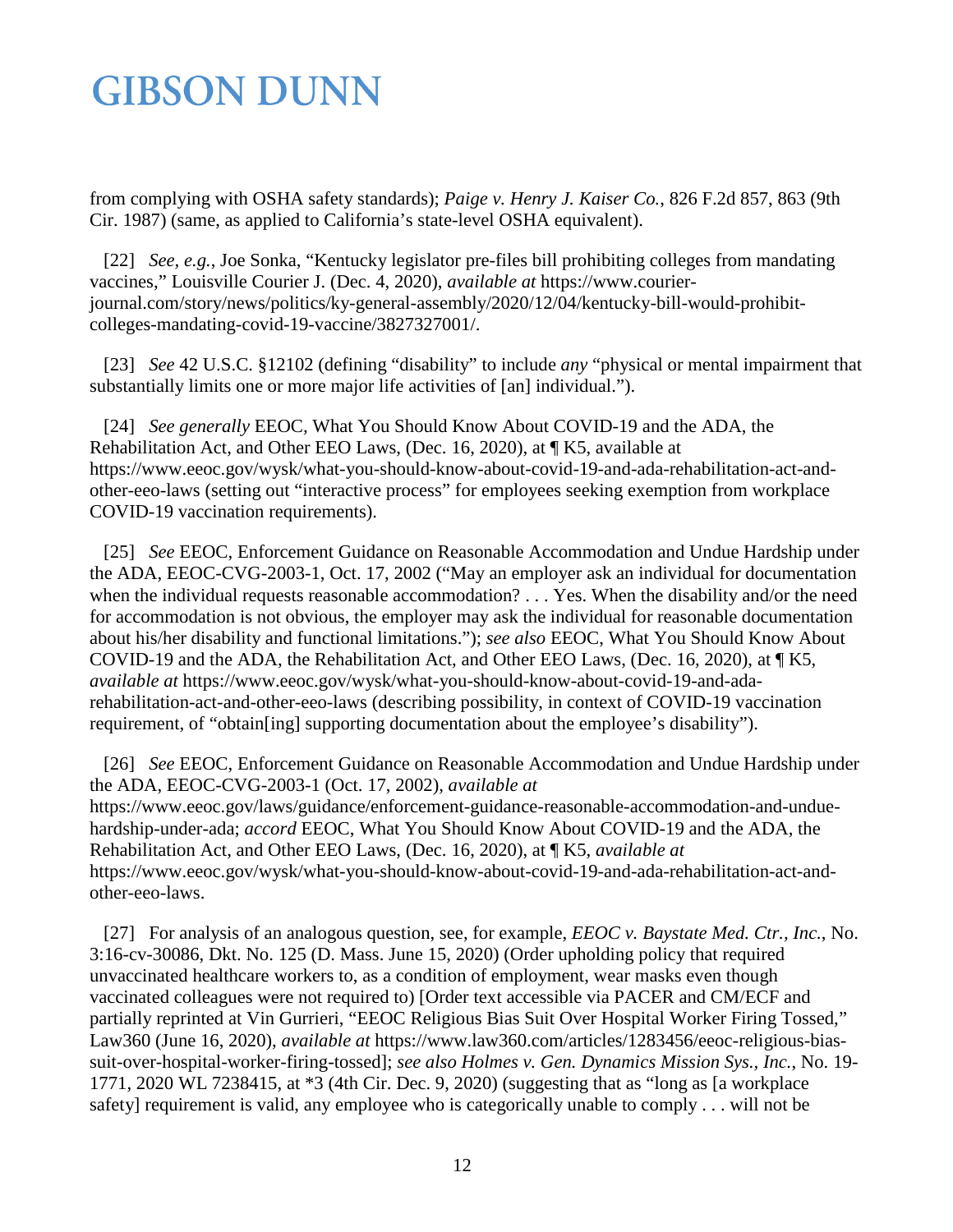from complying with OSHA safety standards); *Paige v. Henry J. Kaiser Co.*, 826 F.2d 857, 863 (9th Cir. 1987) (same, as applied to California's state-level OSHA equivalent).

[22] *See, e.g.*, Joe Sonka, "Kentucky legislator pre-files bill prohibiting colleges from mandating vaccines," Louisville Courier J. (Dec. 4, 2020), *available at* https://www.courier-journal.com/story/news/politics/ky-general-assembly/2020/12/04/kentucky-bill-would-prohibit-colleges-mandating-covid-19-vaccine/3827327001/.

[23] *See* 42 U.S.C. §12102 (defining "disability" to include *any* "physical or mental impairment that substantially limits one or more major life activities of [an] individual.").

[24] *See generally* EEOC, What You Should Know About COVID-19 and the ADA, the Rehabilitation Act, and Other EEO Laws, (Dec. 16, 2020), at ¶ K5, available at https://www.eeoc.gov/wysk/what-you-should-know-about-covid-19-and-ada-rehabilitation-act-and-other-eeo-laws (setting out "interactive process" for employees seeking exemption from workplace COVID-19 vaccination requirements).

[25] *See* EEOC, Enforcement Guidance on Reasonable Accommodation and Undue Hardship under the ADA, EEOC-CVG-2003-1, Oct. 17, 2002 ("May an employer ask an individual for documentation when the individual requests reasonable accommodation? . . . Yes. When the disability and/or the need for accommodation is not obvious, the employer may ask the individual for reasonable documentation about his/her disability and functional limitations."); *see also* EEOC, What You Should Know About COVID-19 and the ADA, the Rehabilitation Act, and Other EEO Laws, (Dec. 16, 2020), at ¶ K5, *available at* https://www.eeoc.gov/wysk/what-you-should-know-about-covid-19-and-ada-rehabilitation-act-and-other-eeo-laws (describing possibility, in context of COVID-19 vaccination requirement, of "obtain[ing] supporting documentation about the employee's disability").

[26] *See* EEOC, Enforcement Guidance on Reasonable Accommodation and Undue Hardship under the ADA, EEOC-CVG-2003-1 (Oct. 17, 2002), *available at* https://www.eeoc.gov/laws/guidance/enforcement-guidance-reasonable-accommodation-and-undue-hardship-under-ada; *accord* EEOC, What You Should Know About COVID-19 and the ADA, the Rehabilitation Act, and Other EEO Laws, (Dec. 16, 2020), at ¶ K5, *available at* https://www.eeoc.gov/wysk/what-you-should-know-about-covid-19-and-ada-rehabilitation-act-and-other-eeo-laws.

[27] For analysis of an analogous question, see, for example, *EEOC v. Baystate Med. Ctr., Inc.*, No. 3:16-cv-30086, Dkt. No. 125 (D. Mass. June 15, 2020) (Order upholding policy that required unvaccinated healthcare workers to, as a condition of employment, wear masks even though vaccinated colleagues were not required to) [Order text accessible via PACER and CM/ECF and partially reprinted at Vin Gurrieri, "EEOC Religious Bias Suit Over Hospital Worker Firing Tossed," Law360 (June 16, 2020), *available at* https://www.law360.com/articles/1283456/eeoc-religious-bias-suit-over-hospital-worker-firing-tossed]; *see also Holmes v. Gen. Dynamics Mission Sys., Inc.*, No. 19-1771, 2020 WL 7238415, at *3 (4th Cir. Dec. 9, 2020) (suggesting that as "long as [a workplace safety] requirement is valid, any employee who is categorically unable to comply . . . will not be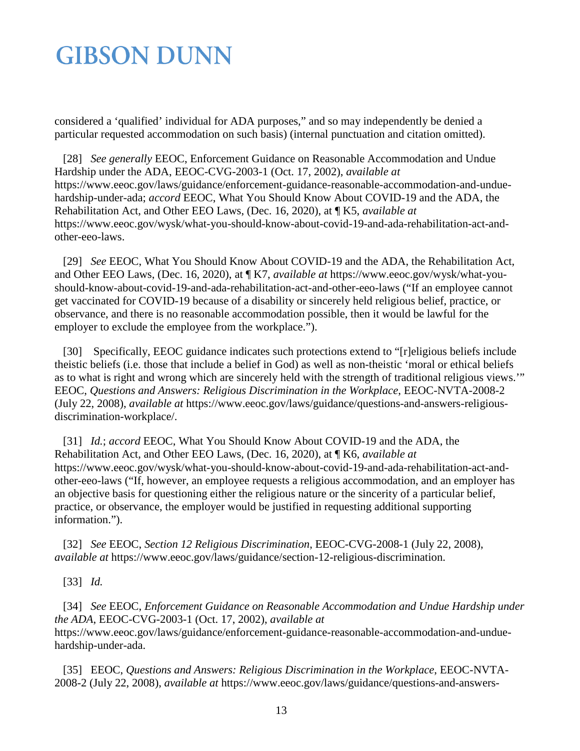considered a 'qualified' individual for ADA purposes," and so may independently be denied a particular requested accommodation on such basis) (internal punctuation and citation omitted).

[28] *See generally* EEOC, Enforcement Guidance on Reasonable Accommodation and Undue Hardship under the ADA, EEOC-CVG-2003-1 (Oct. 17, 2002), *available at* https://www.eeoc.gov/laws/guidance/enforcement-guidance-reasonable-accommodation-and-undue-hardship-under-ada; *accord* EEOC, What You Should Know About COVID-19 and the ADA, the Rehabilitation Act, and Other EEO Laws, (Dec. 16, 2020), at ¶ K5, *available at* https://www.eeoc.gov/wysk/what-you-should-know-about-covid-19-and-ada-rehabilitation-act-and-other-eeo-laws.

[29] *See* EEOC, What You Should Know About COVID-19 and the ADA, the Rehabilitation Act, and Other EEO Laws, (Dec. 16, 2020), at ¶ K7, *available at* https://www.eeoc.gov/wysk/what-you-should-know-about-covid-19-and-ada-rehabilitation-act-and-other-eeo-laws ("If an employee cannot get vaccinated for COVID-19 because of a disability or sincerely held religious belief, practice, or observance, and there is no reasonable accommodation possible, then it would be lawful for the employer to exclude the employee from the workplace.").

[30] Specifically, EEOC guidance indicates such protections extend to "[r]eligious beliefs include theistic beliefs (i.e. those that include a belief in God) as well as non-theistic 'moral or ethical beliefs as to what is right and wrong which are sincerely held with the strength of traditional religious views.'" EEOC, *Questions and Answers: Religious Discrimination in the Workplace*, EEOC-NVTA-2008-2 (July 22, 2008), *available at* https://www.eeoc.gov/laws/guidance/questions-and-answers-religious-discrimination-workplace/.

[31] *Id.*; *accord* EEOC, What You Should Know About COVID-19 and the ADA, the Rehabilitation Act, and Other EEO Laws, (Dec. 16, 2020), at ¶ K6, *available at* https://www.eeoc.gov/wysk/what-you-should-know-about-covid-19-and-ada-rehabilitation-act-and-other-eeo-laws ("If, however, an employee requests a religious accommodation, and an employer has an objective basis for questioning either the religious nature or the sincerity of a particular belief, practice, or observance, the employer would be justified in requesting additional supporting information.").

[32] *See* EEOC, *Section 12 Religious Discrimination*, EEOC-CVG-2008-1 (July 22, 2008), *available at* https://www.eeoc.gov/laws/guidance/section-12-religious-discrimination.

[33] *Id.*

[34] *See* EEOC, *Enforcement Guidance on Reasonable Accommodation and Undue Hardship under the ADA*, EEOC-CVG-2003-1 (Oct. 17, 2002), *available at* https://www.eeoc.gov/laws/guidance/enforcement-guidance-reasonable-accommodation-and-undue-hardship-under-ada.

[35] EEOC, *Questions and Answers: Religious Discrimination in the Workplace*, EEOC-NVTA-2008-2 (July 22, 2008), *available at* https://www.eeoc.gov/laws/guidance/questions-and-answers-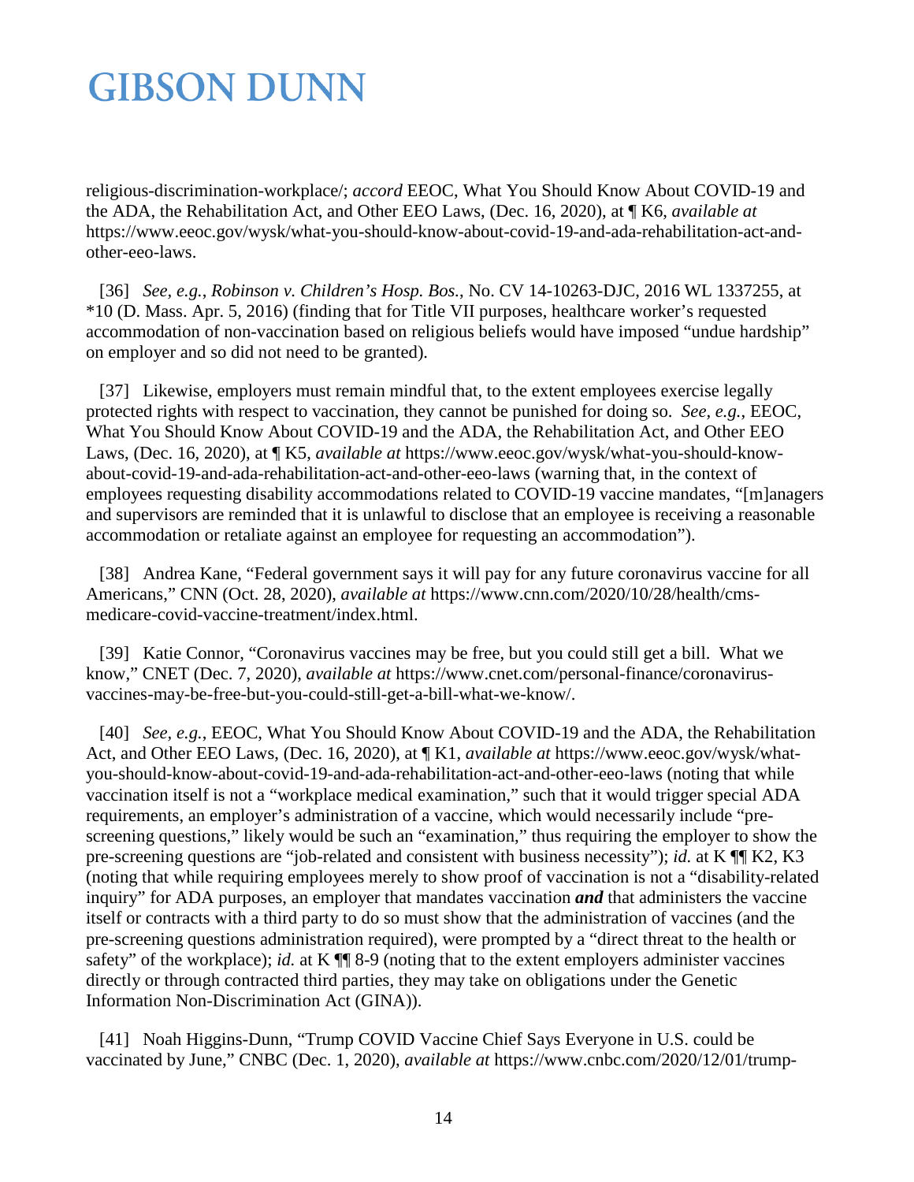religious-discrimination-workplace/; *accord* EEOC, What You Should Know About COVID-19 and the ADA, the Rehabilitation Act, and Other EEO Laws, (Dec. 16, 2020), at ¶ K6, *available at* https://www.eeoc.gov/wysk/what-you-should-know-about-covid-19-and-ada-rehabilitation-act-and-other-eeo-laws.

[36] *See, e.g.*, *Robinson v. Children's Hosp. Bos.*, No. CV 14-10263-DJC, 2016 WL 1337255, at *10 (D. Mass. Apr. 5, 2016) (finding that for Title VII purposes, healthcare worker's requested accommodation of non-vaccination based on religious beliefs would have imposed "undue hardship" on employer and so did not need to be granted).

[37] Likewise, employers must remain mindful that, to the extent employees exercise legally protected rights with respect to vaccination, they cannot be punished for doing so. *See, e.g.*, EEOC, What You Should Know About COVID-19 and the ADA, the Rehabilitation Act, and Other EEO Laws, (Dec. 16, 2020), at ¶ K5, *available at* https://www.eeoc.gov/wysk/what-you-should-know-about-covid-19-and-ada-rehabilitation-act-and-other-eeo-laws (warning that, in the context of employees requesting disability accommodations related to COVID-19 vaccine mandates, "[m]anagers and supervisors are reminded that it is unlawful to disclose that an employee is receiving a reasonable accommodation or retaliate against an employee for requesting an accommodation").

[38] Andrea Kane, "Federal government says it will pay for any future coronavirus vaccine for all Americans," CNN (Oct. 28, 2020), *available at* https://www.cnn.com/2020/10/28/health/cms-medicare-covid-vaccine-treatment/index.html.

[39] Katie Connor, "Coronavirus vaccines may be free, but you could still get a bill. What we know," CNET (Dec. 7, 2020), *available at* https://www.cnet.com/personal-finance/coronavirus-vaccines-may-be-free-but-you-could-still-get-a-bill-what-we-know/.

[40] *See, e.g.*, EEOC, What You Should Know About COVID-19 and the ADA, the Rehabilitation Act, and Other EEO Laws, (Dec. 16, 2020), at ¶ K1, *available at* https://www.eeoc.gov/wysk/what-you-should-know-about-covid-19-and-ada-rehabilitation-act-and-other-eeo-laws (noting that while vaccination itself is not a "workplace medical examination," such that it would trigger special ADA requirements, an employer's administration of a vaccine, which would necessarily include "pre-screening questions," likely would be such an "examination," thus requiring the employer to show the pre-screening questions are "job-related and consistent with business necessity"); *id.* at K ¶¶ K2, K3 (noting that while requiring employees merely to show proof of vaccination is not a "disability-related inquiry" for ADA purposes, an employer that mandates vaccination ***and*** that administers the vaccine itself or contracts with a third party to do so must show that the administration of vaccines (and the pre-screening questions administration required), were prompted by a "direct threat to the health or safety" of the workplace); *id.* at K ¶¶ 8-9 (noting that to the extent employers administer vaccines directly or through contracted third parties, they may take on obligations under the Genetic Information Non-Discrimination Act (GINA)).

[41] Noah Higgins-Dunn, "Trump COVID Vaccine Chief Says Everyone in U.S. could be vaccinated by June," CNBC (Dec. 1, 2020), *available at* https://www.cnbc.com/2020/12/01/trump-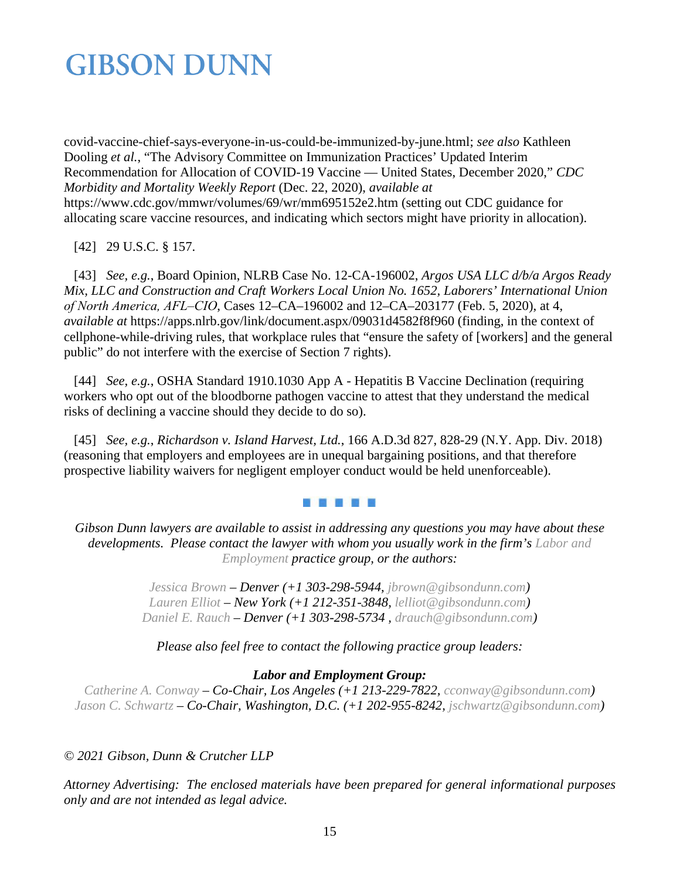covid-vaccine-chief-says-everyone-in-us-could-be-immunized-by-june.html; *see also* Kathleen Dooling *et al.*, "The Advisory Committee on Immunization Practices' Updated Interim Recommendation for Allocation of COVID-19 Vaccine — United States, December 2020," *CDC Morbidity and Mortality Weekly Report* (Dec. 22, 2020), *available at* https://www.cdc.gov/mmwr/volumes/69/wr/mm695152e2.htm (setting out CDC guidance for allocating scare vaccine resources, and indicating which sectors might have priority in allocation).

[42] 29 U.S.C. § 157.

[43] *See, e.g.*, Board Opinion, NLRB Case No. 12-CA-196002, *Argos USA LLC d/b/a Argos Ready Mix, LLC and Construction and Craft Workers Local Union No. 1652, Laborers' International Union of North America, AFL–CIO*, Cases 12–CA–196002 and 12–CA–203177 (Feb. 5, 2020), at 4, *available at* https://apps.nlrb.gov/link/document.aspx/09031d4582f8f960 (finding, in the context of cellphone-while-driving rules, that workplace rules that "ensure the safety of [workers] and the general public" do not interfere with the exercise of Section 7 rights).

[44] *See, e.g.*, OSHA Standard 1910.1030 App A - Hepatitis B Vaccine Declination (requiring workers who opt out of the bloodborne pathogen vaccine to attest that they understand the medical risks of declining a vaccine should they decide to do so).

[45] *See, e.g.*, *Richardson v. Island Harvest, Ltd.*, 166 A.D.3d 827, 828-29 (N.Y. App. Div. 2018) (reasoning that employers and employees are in unequal bargaining positions, and that therefore prospective liability waivers for negligent employer conduct would be held unenforceable).

■ ■ ■ ■ ■

*Gibson Dunn lawyers are available to assist in addressing any questions you may have about these developments. Please contact the lawyer with whom you usually work in the firm's Labor and Employment practice group, or the authors:*

*Jessica Brown – Denver (+1 303-298-5944, jbrown@gibsondunn.com)*
*Lauren Elliot – New York (+1 212-351-3848, lelliot@gibsondunn.com)*
*Daniel E. Rauch – Denver (+1 303-298-5734 , drauch@gibsondunn.com)*

*Please also feel free to contact the following practice group leaders:*

***Labor and Employment Group:***
*Catherine A. Conway – Co-Chair, Los Angeles (+1 213-229-7822, cconway@gibsondunn.com)*
*Jason C. Schwartz – Co-Chair, Washington, D.C. (+1 202-955-8242, jschwartz@gibsondunn.com)*

*© 2021 Gibson, Dunn & Crutcher LLP*

*Attorney Advertising: The enclosed materials have been prepared for general informational purposes only and are not intended as legal advice.*